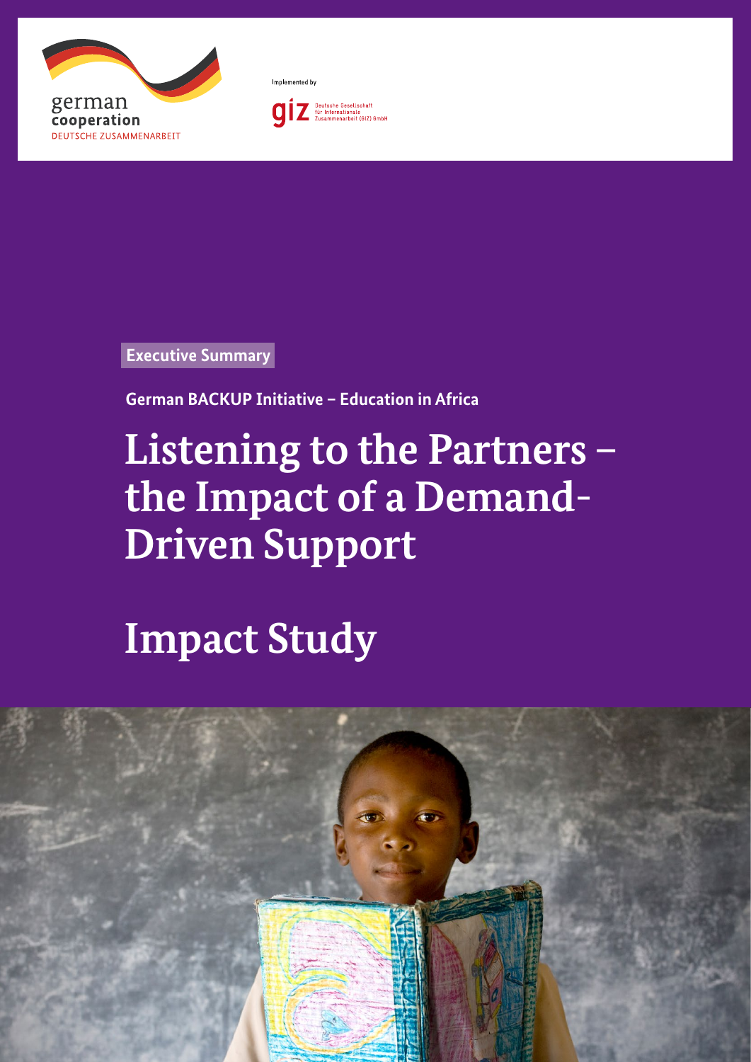german cooperation
DEUTSCHE ZUSAMMENARBEIT

Implemented by

giz Deutsche Gesellschaft für Internationale Zusammenarbeit (GIZ) GmbH

**Executive Summary**

**German BACKUP Initiative – Education in Africa**

# Listening to the Partners – the Impact of a Demand-Driven Support

# Impact Study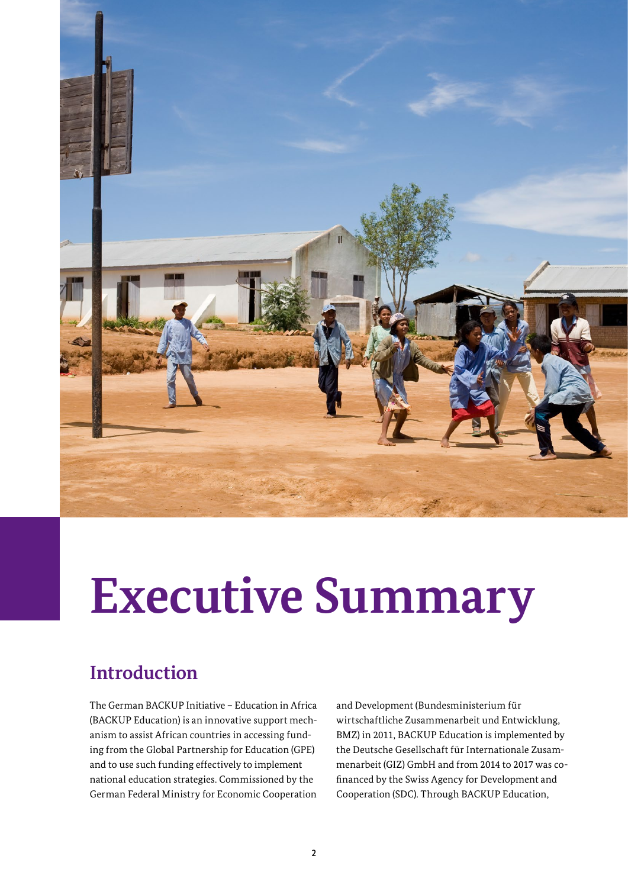# Executive Summary

## Introduction

The German BACKUP Initiative – Education in Africa (BACKUP Education) is an innovative support mechanism to assist African countries in accessing funding from the Global Partnership for Education (GPE) and to use such funding effectively to implement national education strategies. Commissioned by the German Federal Ministry for Economic Cooperation and Development (Bundesministerium für wirtschaftliche Zusammenarbeit und Entwicklung, BMZ) in 2011, BACKUP Education is implemented by the Deutsche Gesellschaft für Internationale Zusammenarbeit (GIZ) GmbH and from 2014 to 2017 was co-financed by the Swiss Agency for Development and Cooperation (SDC). Through BACKUP Education,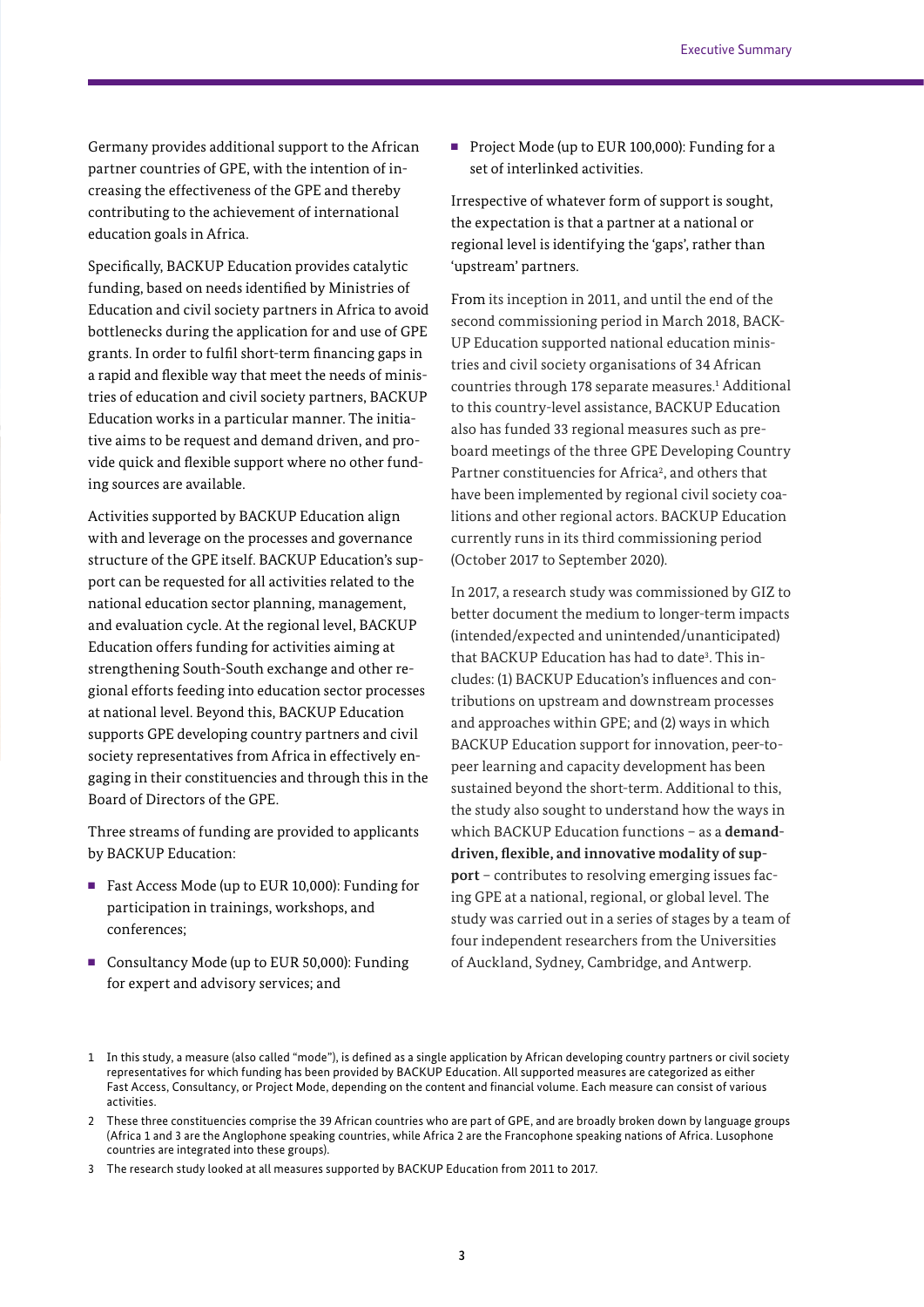Germany provides additional support to the African partner countries of GPE, with the intention of increasing the effectiveness of the GPE and thereby contributing to the achievement of international education goals in Africa.

Specifically, BACKUP Education provides catalytic funding, based on needs identified by Ministries of Education and civil society partners in Africa to avoid bottlenecks during the application for and use of GPE grants. In order to fulfil short-term financing gaps in a rapid and flexible way that meet the needs of ministries of education and civil society partners, BACKUP Education works in a particular manner. The initiative aims to be request and demand driven, and provide quick and flexible support where no other funding sources are available.

Activities supported by BACKUP Education align with and leverage on the processes and governance structure of the GPE itself. BACKUP Education's support can be requested for all activities related to the national education sector planning, management, and evaluation cycle. At the regional level, BACKUP Education offers funding for activities aiming at strengthening South-South exchange and other regional efforts feeding into education sector processes at national level. Beyond this, BACKUP Education supports GPE developing country partners and civil society representatives from Africa in effectively engaging in their constituencies and through this in the Board of Directors of the GPE.

Three streams of funding are provided to applicants by BACKUP Education:

- Fast Access Mode (up to EUR 10,000): Funding for participation in trainings, workshops, and conferences;
- Consultancy Mode (up to EUR 50,000): Funding for expert and advisory services; and
- Project Mode (up to EUR 100,000): Funding for a set of interlinked activities.

Irrespective of whatever form of support is sought, the expectation is that a partner at a national or regional level is identifying the 'gaps', rather than 'upstream' partners.

From its inception in 2011, and until the end of the second commissioning period in March 2018, BACKUP Education supported national education ministries and civil society organisations of 34 African countries through 178 separate measures.[1] Additional to this country-level assistance, BACKUP Education also has funded 33 regional measures such as pre-board meetings of the three GPE Developing Country Partner constituencies for Africa[2], and others that have been implemented by regional civil society coalitions and other regional actors. BACKUP Education currently runs in its third commissioning period (October 2017 to September 2020).

In 2017, a research study was commissioned by GIZ to better document the medium to longer-term impacts (intended/expected and unintended/unanticipated) that BACKUP Education has had to date[3]. This includes: (1) BACKUP Education's influences and contributions on upstream and downstream processes and approaches within GPE; and (2) ways in which BACKUP Education support for innovation, peer-to-peer learning and capacity development has been sustained beyond the short-term. Additional to this, the study also sought to understand how the ways in which BACKUP Education functions – as a **demand-driven, flexible, and innovative modality of support** – contributes to resolving emerging issues facing GPE at a national, regional, or global level. The study was carried out in a series of stages by a team of four independent researchers from the Universities of Auckland, Sydney, Cambridge, and Antwerp.

1 In this study, a measure (also called "mode"), is defined as a single application by African developing country partners or civil society representatives for which funding has been provided by BACKUP Education. All supported measures are categorized as either Fast Access, Consultancy, or Project Mode, depending on the content and financial volume. Each measure can consist of various activities.

2 These three constituencies comprise the 39 African countries who are part of GPE, and are broadly broken down by language groups (Africa 1 and 3 are the Anglophone speaking countries, while Africa 2 are the Francophone speaking nations of Africa. Lusophone countries are integrated into these groups).

3 The research study looked at all measures supported by BACKUP Education from 2011 to 2017.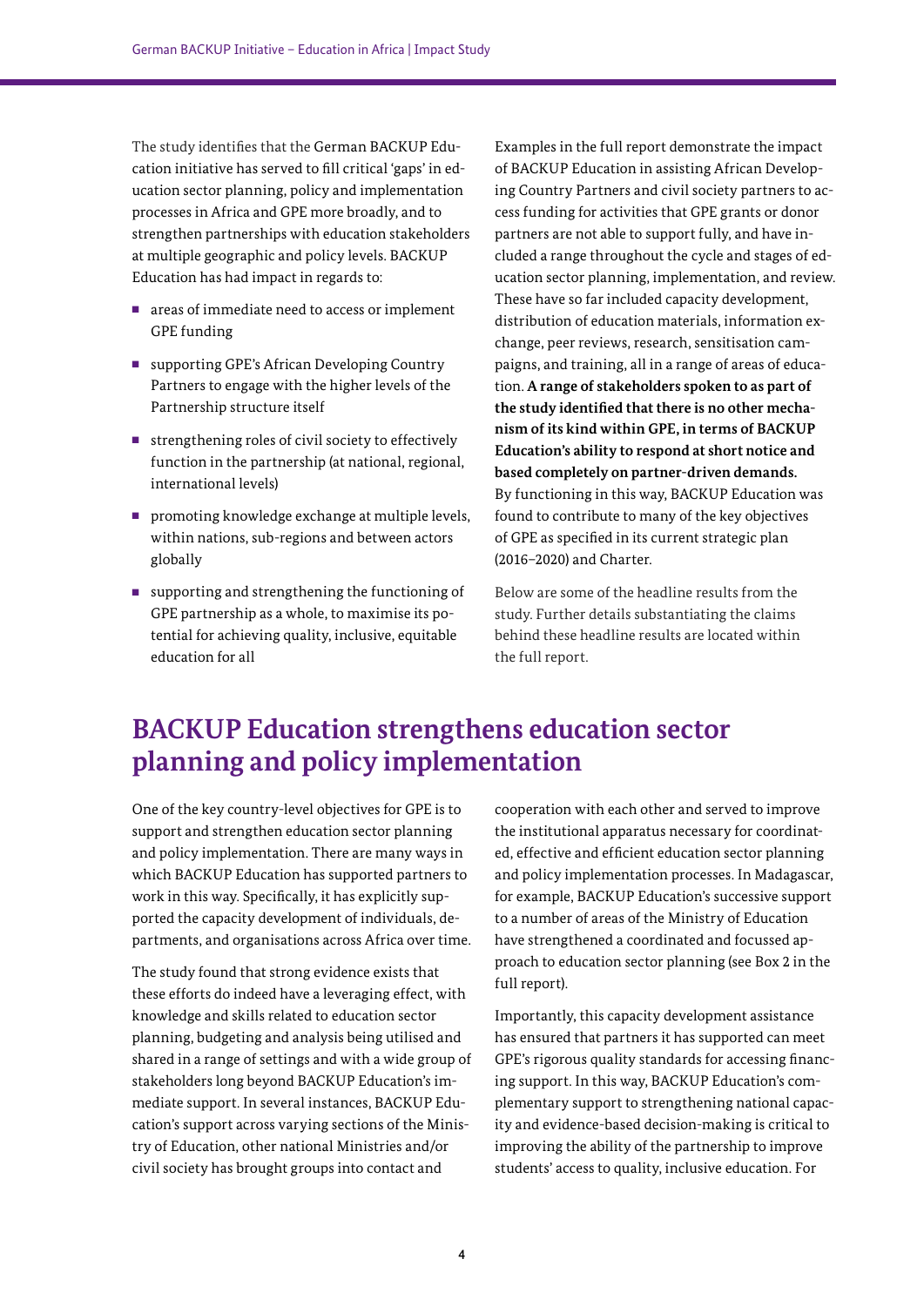The study identifies that the German BACKUP Education initiative has served to fill critical 'gaps' in education sector planning, policy and implementation processes in Africa and GPE more broadly, and to strengthen partnerships with education stakeholders at multiple geographic and policy levels. BACKUP Education has had impact in regards to:

- areas of immediate need to access or implement GPE funding
- supporting GPE's African Developing Country Partners to engage with the higher levels of the Partnership structure itself
- strengthening roles of civil society to effectively function in the partnership (at national, regional, international levels)
- promoting knowledge exchange at multiple levels, within nations, sub-regions and between actors globally
- supporting and strengthening the functioning of GPE partnership as a whole, to maximise its potential for achieving quality, inclusive, equitable education for all

Examples in the full report demonstrate the impact of BACKUP Education in assisting African Developing Country Partners and civil society partners to access funding for activities that GPE grants or donor partners are not able to support fully, and have included a range throughout the cycle and stages of education sector planning, implementation, and review. These have so far included capacity development, distribution of education materials, information exchange, peer reviews, research, sensitisation campaigns, and training, all in a range of areas of education. **A range of stakeholders spoken to as part of the study identified that there is no other mechanism of its kind within GPE, in terms of BACKUP Education's ability to respond at short notice and based completely on partner-driven demands.** By functioning in this way, BACKUP Education was found to contribute to many of the key objectives of GPE as specified in its current strategic plan (2016–2020) and Charter.

Below are some of the headline results from the study. Further details substantiating the claims behind these headline results are located within the full report.

## BACKUP Education strengthens education sector planning and policy implementation

One of the key country-level objectives for GPE is to support and strengthen education sector planning and policy implementation. There are many ways in which BACKUP Education has supported partners to work in this way. Specifically, it has explicitly supported the capacity development of individuals, departments, and organisations across Africa over time.

The study found that strong evidence exists that these efforts do indeed have a leveraging effect, with knowledge and skills related to education sector planning, budgeting and analysis being utilised and shared in a range of settings and with a wide group of stakeholders long beyond BACKUP Education's immediate support. In several instances, BACKUP Education's support across varying sections of the Ministry of Education, other national Ministries and/or civil society has brought groups into contact and cooperation with each other and served to improve the institutional apparatus necessary for coordinated, effective and efficient education sector planning and policy implementation processes. In Madagascar, for example, BACKUP Education's successive support to a number of areas of the Ministry of Education have strengthened a coordinated and focussed approach to education sector planning (see Box 2 in the full report).

Importantly, this capacity development assistance has ensured that partners it has supported can meet GPE's rigorous quality standards for accessing financing support. In this way, BACKUP Education's complementary support to strengthening national capacity and evidence-based decision-making is critical to improving the ability of the partnership to improve students' access to quality, inclusive education. For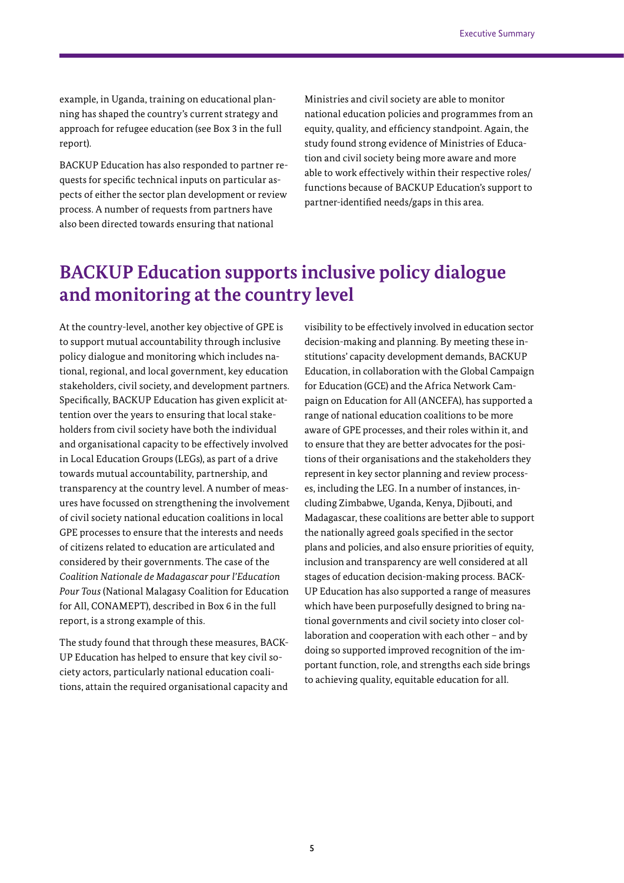example, in Uganda, training on educational planning has shaped the country's current strategy and approach for refugee education (see Box 3 in the full report).

BACKUP Education has also responded to partner requests for specific technical inputs on particular aspects of either the sector plan development or review process. A number of requests from partners have also been directed towards ensuring that national Ministries and civil society are able to monitor national education policies and programmes from an equity, quality, and efficiency standpoint. Again, the study found strong evidence of Ministries of Education and civil society being more aware and more able to work effectively within their respective roles/functions because of BACKUP Education's support to partner-identified needs/gaps in this area.

## BACKUP Education supports inclusive policy dialogue and monitoring at the country level

At the country-level, another key objective of GPE is to support mutual accountability through inclusive policy dialogue and monitoring which includes national, regional, and local government, key education stakeholders, civil society, and development partners. Specifically, BACKUP Education has given explicit attention over the years to ensuring that local stakeholders from civil society have both the individual and organisational capacity to be effectively involved in Local Education Groups (LEGs), as part of a drive towards mutual accountability, partnership, and transparency at the country level. A number of measures have focussed on strengthening the involvement of civil society national education coalitions in local GPE processes to ensure that the interests and needs of citizens related to education are articulated and considered by their governments. The case of the *Coalition Nationale de Madagascar pour l'Education Pour Tous* (National Malagasy Coalition for Education for All, CONAMEPT), described in Box 6 in the full report, is a strong example of this.

The study found that through these measures, BACKUP Education has helped to ensure that key civil society actors, particularly national education coalitions, attain the required organisational capacity and visibility to be effectively involved in education sector decision-making and planning. By meeting these institutions' capacity development demands, BACKUP Education, in collaboration with the Global Campaign for Education (GCE) and the Africa Network Campaign on Education for All (ANCEFA), has supported a range of national education coalitions to be more aware of GPE processes, and their roles within it, and to ensure that they are better advocates for the positions of their organisations and the stakeholders they represent in key sector planning and review processes, including the LEG. In a number of instances, including Zimbabwe, Uganda, Kenya, Djibouti, and Madagascar, these coalitions are better able to support the nationally agreed goals specified in the sector plans and policies, and also ensure priorities of equity, inclusion and transparency are well considered at all stages of education decision-making process. BACKUP Education has also supported a range of measures which have been purposefully designed to bring national governments and civil society into closer collaboration and cooperation with each other – and by doing so supported improved recognition of the important function, role, and strengths each side brings to achieving quality, equitable education for all.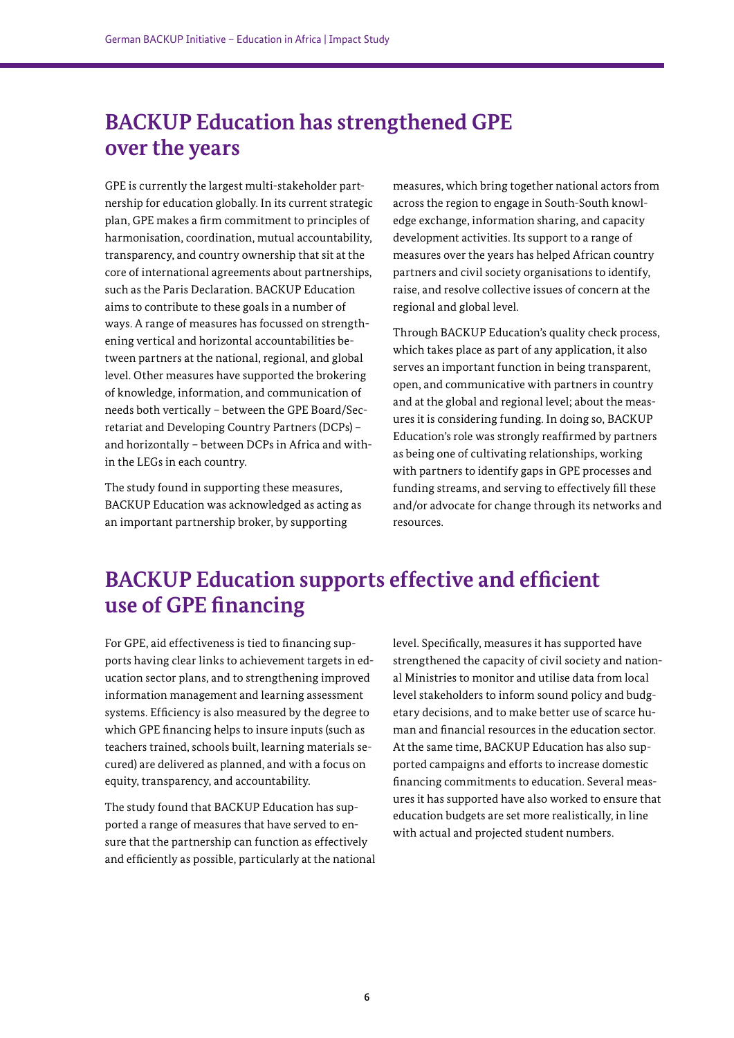## BACKUP Education has strengthened GPE over the years

GPE is currently the largest multi-stakeholder partnership for education globally. In its current strategic plan, GPE makes a firm commitment to principles of harmonisation, coordination, mutual accountability, transparency, and country ownership that sit at the core of international agreements about partnerships, such as the Paris Declaration. BACKUP Education aims to contribute to these goals in a number of ways. A range of measures has focussed on strengthening vertical and horizontal accountabilities between partners at the national, regional, and global level. Other measures have supported the brokering of knowledge, information, and communication of needs both vertically – between the GPE Board/Secretariat and Developing Country Partners (DCPs) – and horizontally – between DCPs in Africa and within the LEGs in each country.

The study found in supporting these measures, BACKUP Education was acknowledged as acting as an important partnership broker, by supporting measures, which bring together national actors from across the region to engage in South-South knowledge exchange, information sharing, and capacity development activities. Its support to a range of measures over the years has helped African country partners and civil society organisations to identify, raise, and resolve collective issues of concern at the regional and global level.

Through BACKUP Education's quality check process, which takes place as part of any application, it also serves an important function in being transparent, open, and communicative with partners in country and at the global and regional level; about the measures it is considering funding. In doing so, BACKUP Education's role was strongly reaffirmed by partners as being one of cultivating relationships, working with partners to identify gaps in GPE processes and funding streams, and serving to effectively fill these and/or advocate for change through its networks and resources.

## BACKUP Education supports effective and efficient use of GPE financing

For GPE, aid effectiveness is tied to financing supports having clear links to achievement targets in education sector plans, and to strengthening improved information management and learning assessment systems. Efficiency is also measured by the degree to which GPE financing helps to insure inputs (such as teachers trained, schools built, learning materials secured) are delivered as planned, and with a focus on equity, transparency, and accountability.

The study found that BACKUP Education has supported a range of measures that have served to ensure that the partnership can function as effectively and efficiently as possible, particularly at the national level. Specifically, measures it has supported have strengthened the capacity of civil society and national Ministries to monitor and utilise data from local level stakeholders to inform sound policy and budgetary decisions, and to make better use of scarce human and financial resources in the education sector. At the same time, BACKUP Education has also supported campaigns and efforts to increase domestic financing commitments to education. Several measures it has supported have also worked to ensure that education budgets are set more realistically, in line with actual and projected student numbers.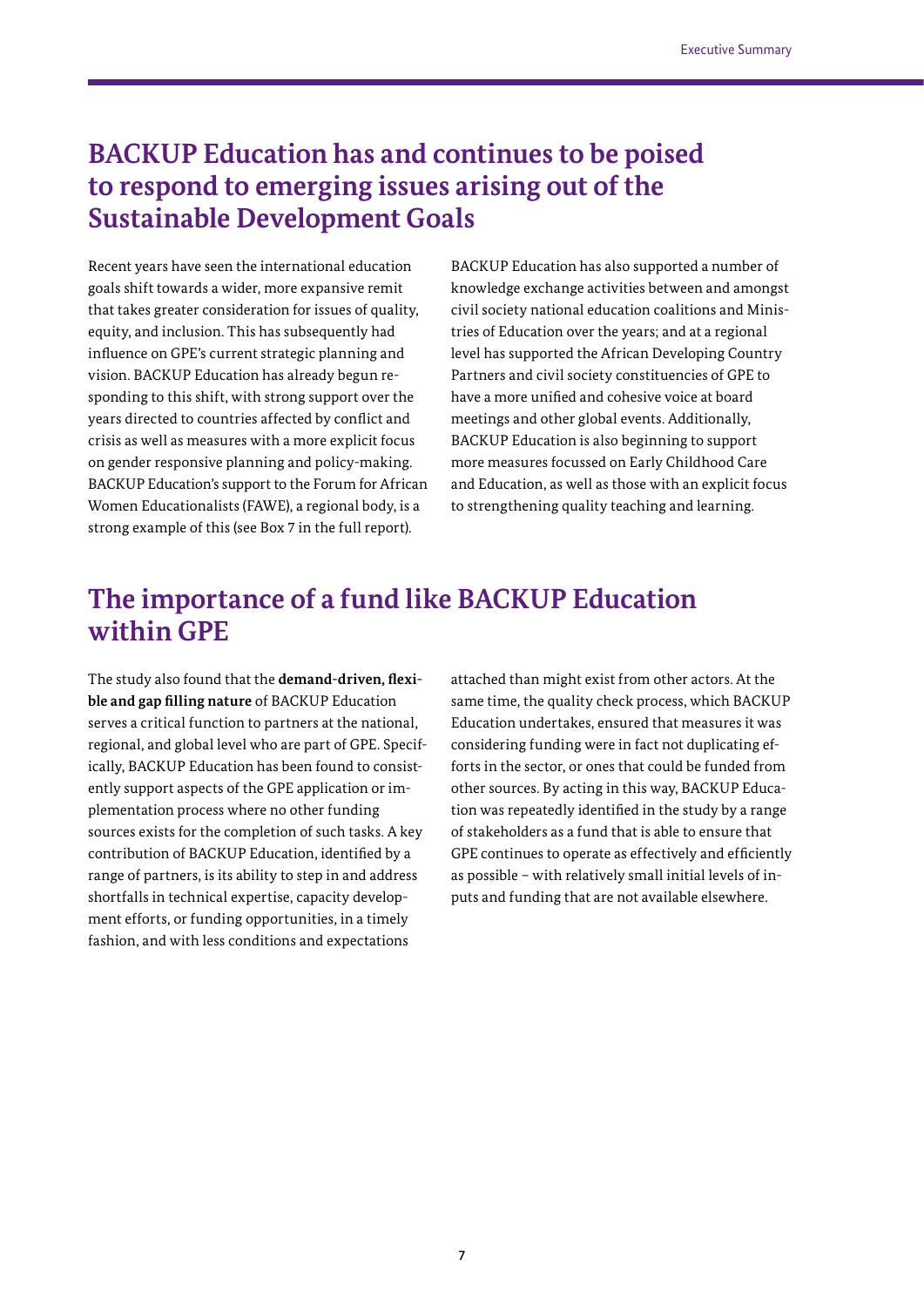## BACKUP Education has and continues to be poised to respond to emerging issues arising out of the Sustainable Development Goals

Recent years have seen the international education goals shift towards a wider, more expansive remit that takes greater consideration for issues of quality, equity, and inclusion. This has subsequently had influence on GPE's current strategic planning and vision. BACKUP Education has already begun responding to this shift, with strong support over the years directed to countries affected by conflict and crisis as well as measures with a more explicit focus on gender responsive planning and policy-making. BACKUP Education's support to the Forum for African Women Educationalists (FAWE), a regional body, is a strong example of this (see Box 7 in the full report).

BACKUP Education has also supported a number of knowledge exchange activities between and amongst civil society national education coalitions and Ministries of Education over the years; and at a regional level has supported the African Developing Country Partners and civil society constituencies of GPE to have a more unified and cohesive voice at board meetings and other global events. Additionally, BACKUP Education is also beginning to support more measures focussed on Early Childhood Care and Education, as well as those with an explicit focus to strengthening quality teaching and learning.

## The importance of a fund like BACKUP Education within GPE

The study also found that the **demand-driven, flexible and gap filling nature** of BACKUP Education serves a critical function to partners at the national, regional, and global level who are part of GPE. Specifically, BACKUP Education has been found to consistently support aspects of the GPE application or implementation process where no other funding sources exists for the completion of such tasks. A key contribution of BACKUP Education, identified by a range of partners, is its ability to step in and address shortfalls in technical expertise, capacity development efforts, or funding opportunities, in a timely fashion, and with less conditions and expectations attached than might exist from other actors. At the same time, the quality check process, which BACKUP Education undertakes, ensured that measures it was considering funding were in fact not duplicating efforts in the sector, or ones that could be funded from other sources. By acting in this way, BACKUP Education was repeatedly identified in the study by a range of stakeholders as a fund that is able to ensure that GPE continues to operate as effectively and efficiently as possible – with relatively small initial levels of inputs and funding that are not available elsewhere.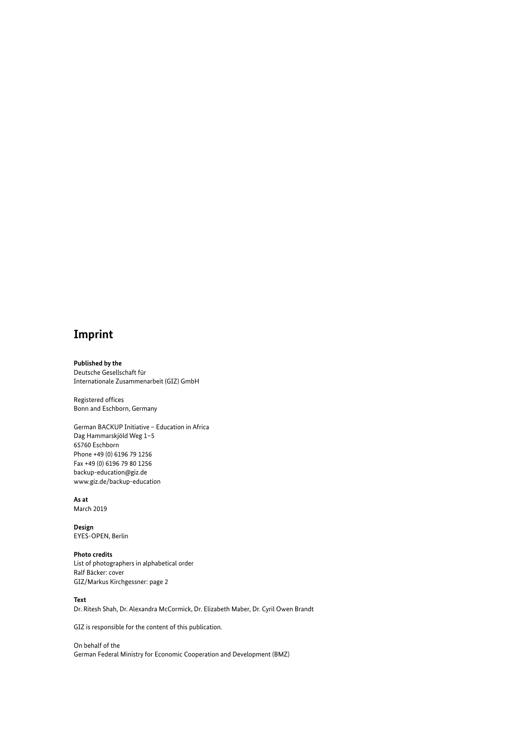## Imprint

**Published by the**
Deutsche Gesellschaft für
Internationale Zusammenarbeit (GIZ) GmbH

Registered offices
Bonn and Eschborn, Germany

German BACKUP Initiative – Education in Africa
Dag Hammarskjöld Weg 1–5
65760 Eschborn
Phone +49 (0) 6196 79 1256
Fax +49 (0) 6196 79 80 1256
backup-education@giz.de
www.giz.de/backup-education

**As at**
March 2019

**Design**
EYES-OPEN, Berlin

**Photo credits**
List of photographers in alphabetical order
Ralf Bäcker: cover
GIZ/Markus Kirchgessner: page 2

**Text**
Dr. Ritesh Shah, Dr. Alexandra McCormick, Dr. Elizabeth Maber, Dr. Cyril Owen Brandt

GIZ is responsible for the content of this publication.

On behalf of the
German Federal Ministry for Economic Cooperation and Development (BMZ)